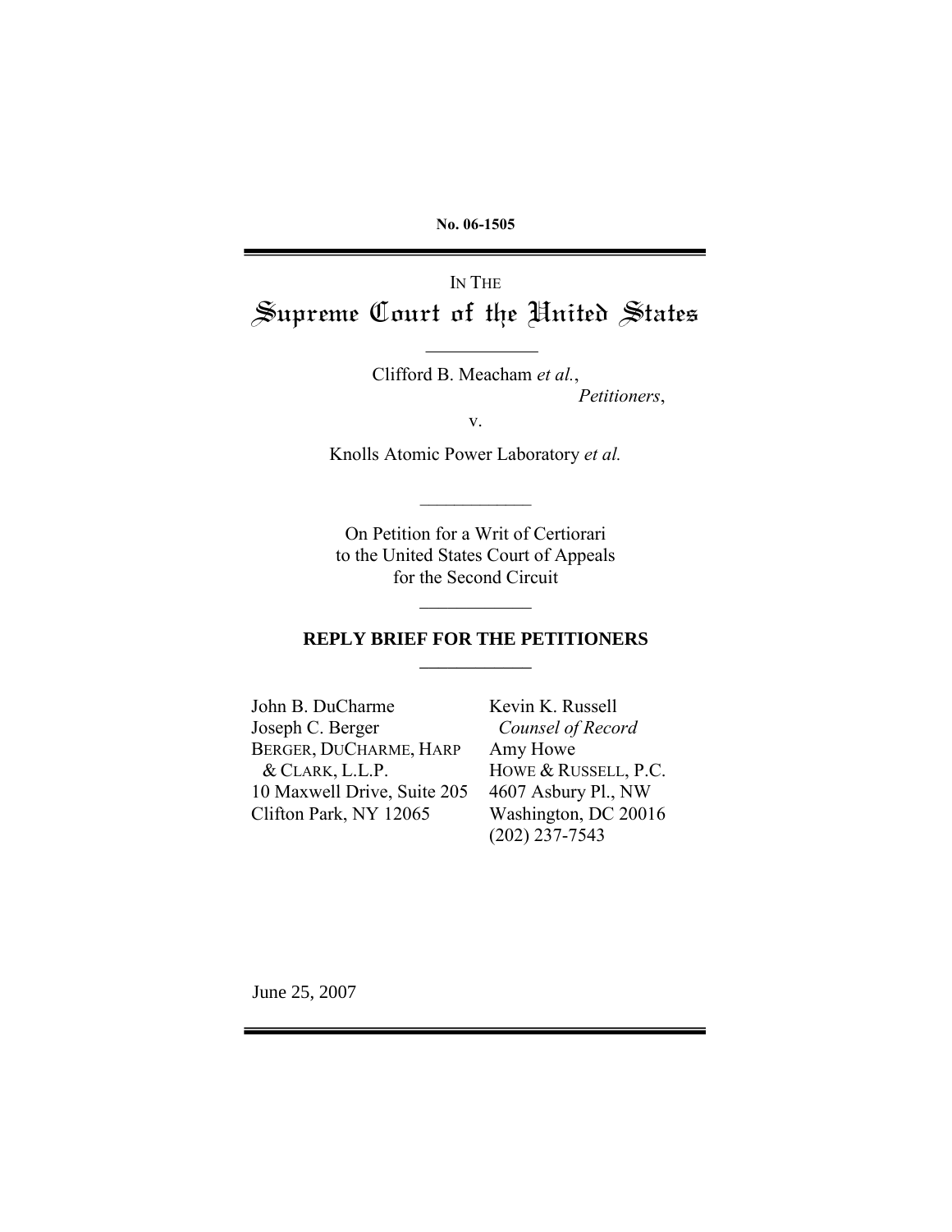No. 06-1505

IN THE

# Supreme Court of the United States

Clifford B. Meacham *et al.*,
*Petitioners*,

v.

Knolls Atomic Power Laboratory *et al.*

On Petition for a Writ of Certiorari
to the United States Court of Appeals
for the Second Circuit

**REPLY BRIEF FOR THE PETITIONERS**

John B. DuCharme
Joseph C. Berger
BERGER, DUCHARME, HARP & CLARK, L.L.P.
10 Maxwell Drive, Suite 205
Clifton Park, NY 12065

Kevin K. Russell
*Counsel of Record*
Amy Howe
HOWE & RUSSELL, P.C.
4607 Asbury Pl., NW
Washington, DC 20016
(202) 237-7543

June 25, 2007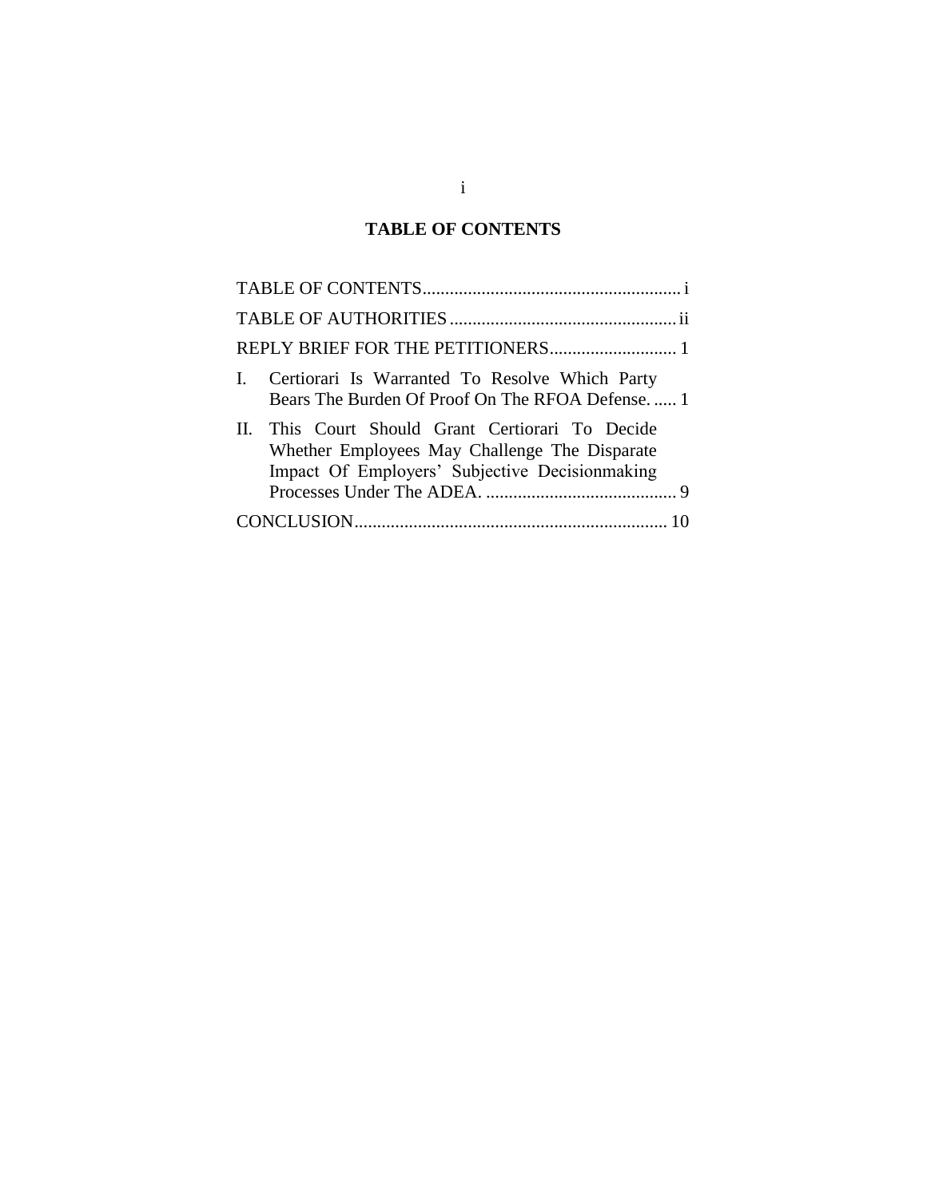## TABLE OF CONTENTS

TABLE OF CONTENTS .......................................................... i

TABLE OF AUTHORITIES .................................................. ii

REPLY BRIEF FOR THE PETITIONERS ............................ 1

I. Certiorari Is Warranted To Resolve Which Party Bears The Burden Of Proof On The RFOA Defense. ..... 1

II. This Court Should Grant Certiorari To Decide Whether Employees May Challenge The Disparate Impact Of Employers' Subjective Decisionmaking Processes Under The ADEA. .......................................... 9

CONCLUSION ..................................................................... 10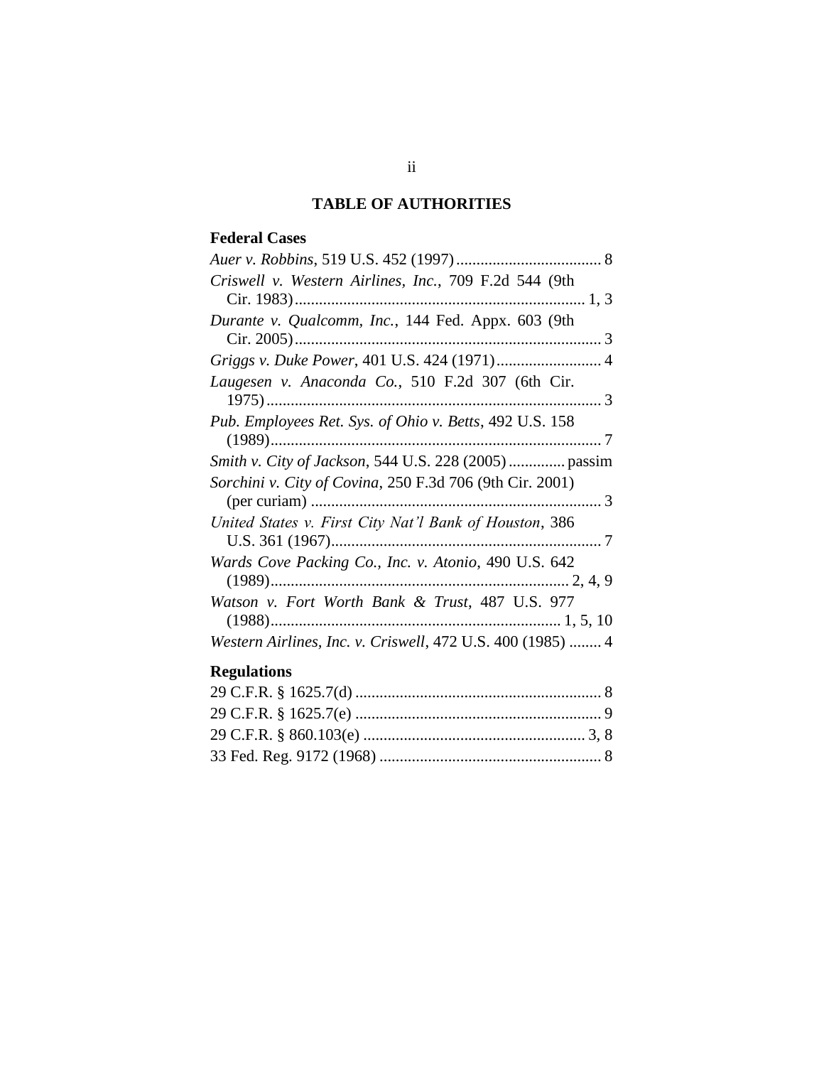# TABLE OF AUTHORITIES

## Federal Cases

*Auer v. Robbins*, 519 U.S. 452 (1997) .................................... 8

*Criswell v. Western Airlines, Inc.*, 709 F.2d 544 (9th Cir. 1983) ....................................................................... 1, 3

*Durante v. Qualcomm, Inc.*, 144 Fed. Appx. 603 (9th Cir. 2005) ........................................................................... 3

*Griggs v. Duke Power*, 401 U.S. 424 (1971) .......................... 4

*Laugesen v. Anaconda Co.*, 510 F.2d 307 (6th Cir. 1975) .................................................................................. 3

*Pub. Employees Ret. Sys. of Ohio v. Betts*, 492 U.S. 158 (1989) .................................................................................. 7

*Smith v. City of Jackson*, 544 U.S. 228 (2005) ............. passim

*Sorchini v. City of Covina*, 250 F.3d 706 (9th Cir. 2001) (per curiam) ........................................................................ 3

*United States v. First City Nat'l Bank of Houston*, 386 U.S. 361 (1967) ................................................................... 7

*Wards Cove Packing Co., Inc. v. Atonio*, 490 U.S. 642 (1989) ........................................................................ 2, 4, 9

*Watson v. Fort Worth Bank & Trust*, 487 U.S. 977 (1988) ...................................................................... 1, 5, 10

*Western Airlines, Inc. v. Criswell*, 472 U.S. 400 (1985) ........ 4

## Regulations

29 C.F.R. § 1625.7(d) ............................................................ 8

29 C.F.R. § 1625.7(e) ............................................................ 9

29 C.F.R. § 860.103(e) ...................................................... 3, 8

33 Fed. Reg. 9172 (1968) ...................................................... 8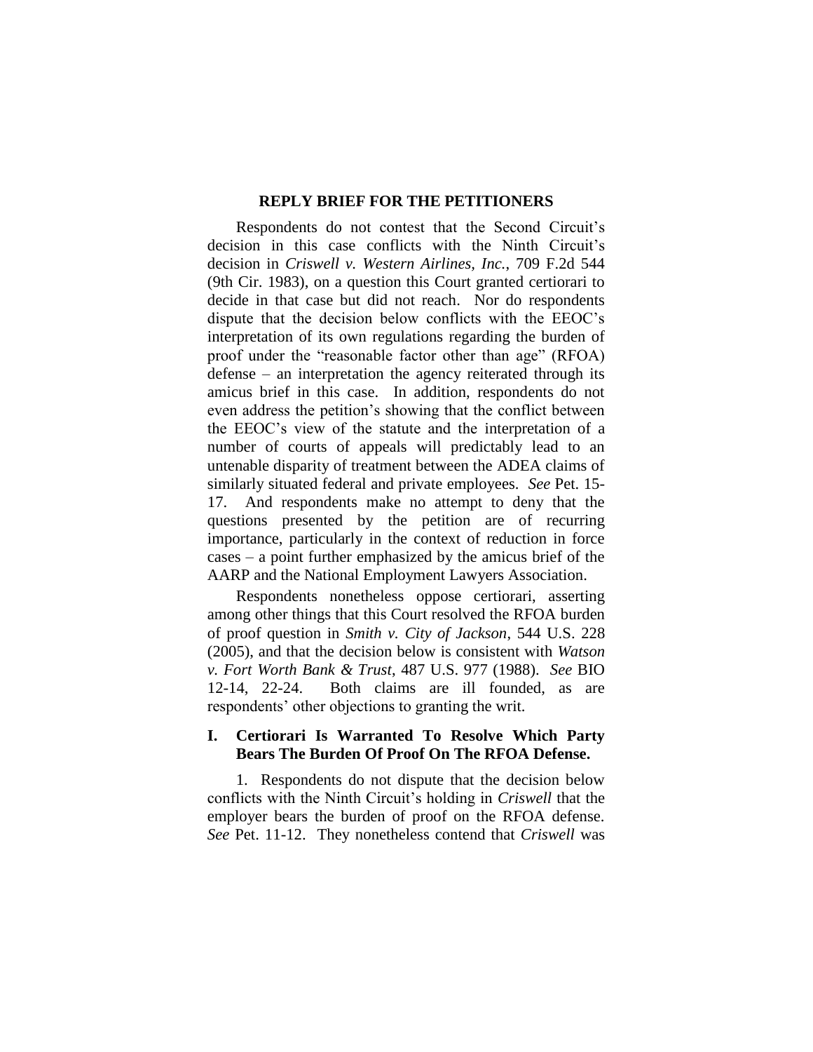## REPLY BRIEF FOR THE PETITIONERS

Respondents do not contest that the Second Circuit's decision in this case conflicts with the Ninth Circuit's decision in *Criswell v. Western Airlines, Inc.*, 709 F.2d 544 (9th Cir. 1983), on a question this Court granted certiorari to decide in that case but did not reach. Nor do respondents dispute that the decision below conflicts with the EEOC's interpretation of its own regulations regarding the burden of proof under the "reasonable factor other than age" (RFOA) defense – an interpretation the agency reiterated through its amicus brief in this case. In addition, respondents do not even address the petition's showing that the conflict between the EEOC's view of the statute and the interpretation of a number of courts of appeals will predictably lead to an untenable disparity of treatment between the ADEA claims of similarly situated federal and private employees. *See* Pet. 15-17. And respondents make no attempt to deny that the questions presented by the petition are of recurring importance, particularly in the context of reduction in force cases – a point further emphasized by the amicus brief of the AARP and the National Employment Lawyers Association.

Respondents nonetheless oppose certiorari, asserting among other things that this Court resolved the RFOA burden of proof question in *Smith v. City of Jackson*, 544 U.S. 228 (2005), and that the decision below is consistent with *Watson v. Fort Worth Bank & Trust*, 487 U.S. 977 (1988). *See* BIO 12-14, 22-24. Both claims are ill founded, as are respondents' other objections to granting the writ.

### I. Certiorari Is Warranted To Resolve Which Party Bears The Burden Of Proof On The RFOA Defense.

1. Respondents do not dispute that the decision below conflicts with the Ninth Circuit's holding in *Criswell* that the employer bears the burden of proof on the RFOA defense. *See* Pet. 11-12. They nonetheless contend that *Criswell* was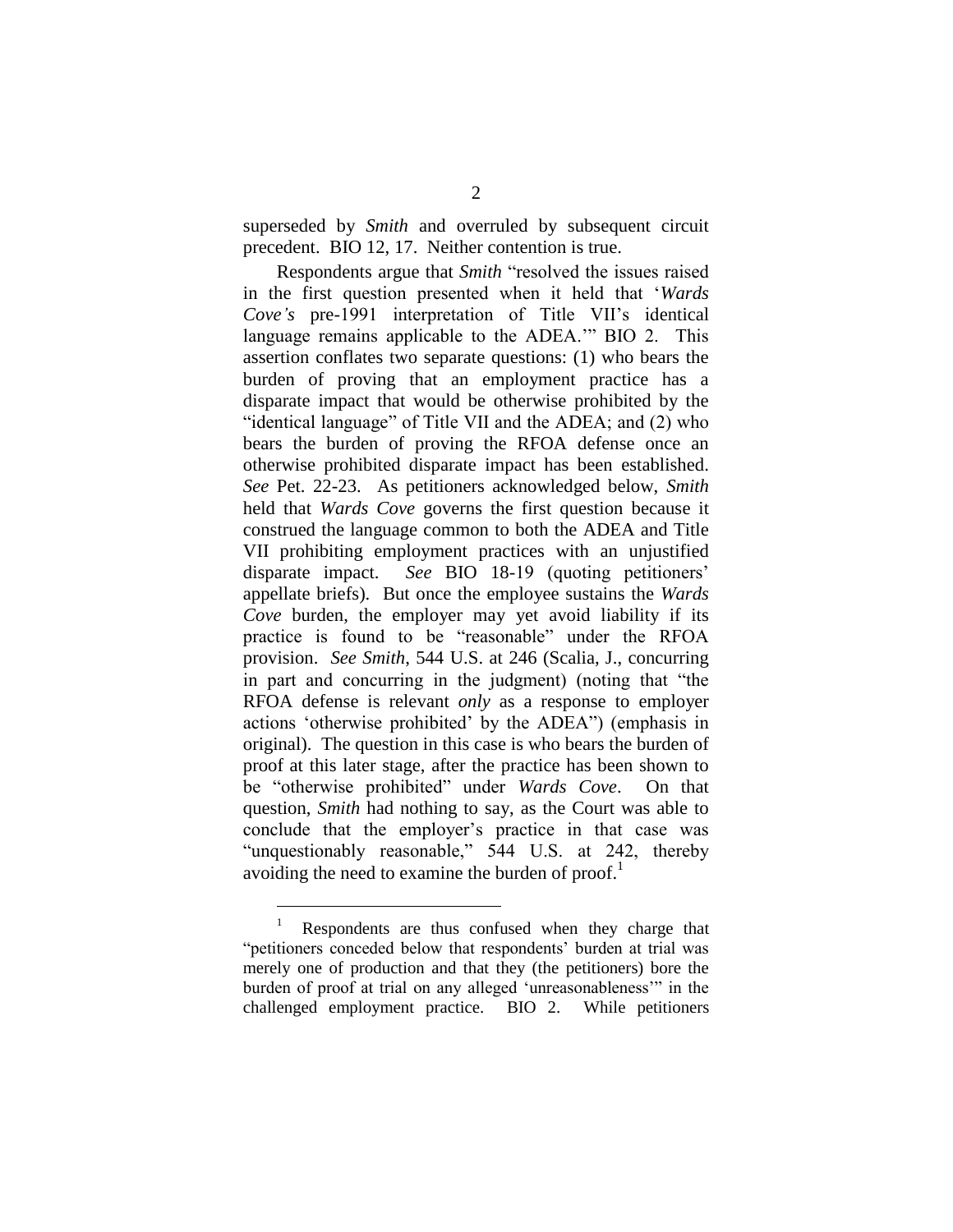superseded by *Smith* and overruled by subsequent circuit precedent. BIO 12, 17. Neither contention is true.

Respondents argue that *Smith* "resolved the issues raised in the first question presented when it held that '*Wards Cove's* pre-1991 interpretation of Title VII's identical language remains applicable to the ADEA.'" BIO 2. This assertion conflates two separate questions: (1) who bears the burden of proving that an employment practice has a disparate impact that would be otherwise prohibited by the "identical language" of Title VII and the ADEA; and (2) who bears the burden of proving the RFOA defense once an otherwise prohibited disparate impact has been established. *See* Pet. 22-23. As petitioners acknowledged below, *Smith* held that *Wards Cove* governs the first question because it construed the language common to both the ADEA and Title VII prohibiting employment practices with an unjustified disparate impact. *See* BIO 18-19 (quoting petitioners' appellate briefs). But once the employee sustains the *Wards Cove* burden, the employer may yet avoid liability if its practice is found to be "reasonable" under the RFOA provision. *See Smith*, 544 U.S. at 246 (Scalia, J., concurring in part and concurring in the judgment) (noting that "the RFOA defense is relevant *only* as a response to employer actions 'otherwise prohibited' by the ADEA") (emphasis in original). The question in this case is who bears the burden of proof at this later stage, after the practice has been shown to be "otherwise prohibited" under *Wards Cove*. On that question, *Smith* had nothing to say, as the Court was able to conclude that the employer's practice in that case was "unquestionably reasonable," 544 U.S. at 242, thereby avoiding the need to examine the burden of proof.[1]

[1] Respondents are thus confused when they charge that "petitioners conceded below that respondents' burden at trial was merely one of production and that they (the petitioners) bore the burden of proof at trial on any alleged 'unreasonableness'" in the challenged employment practice. BIO 2. While petitioners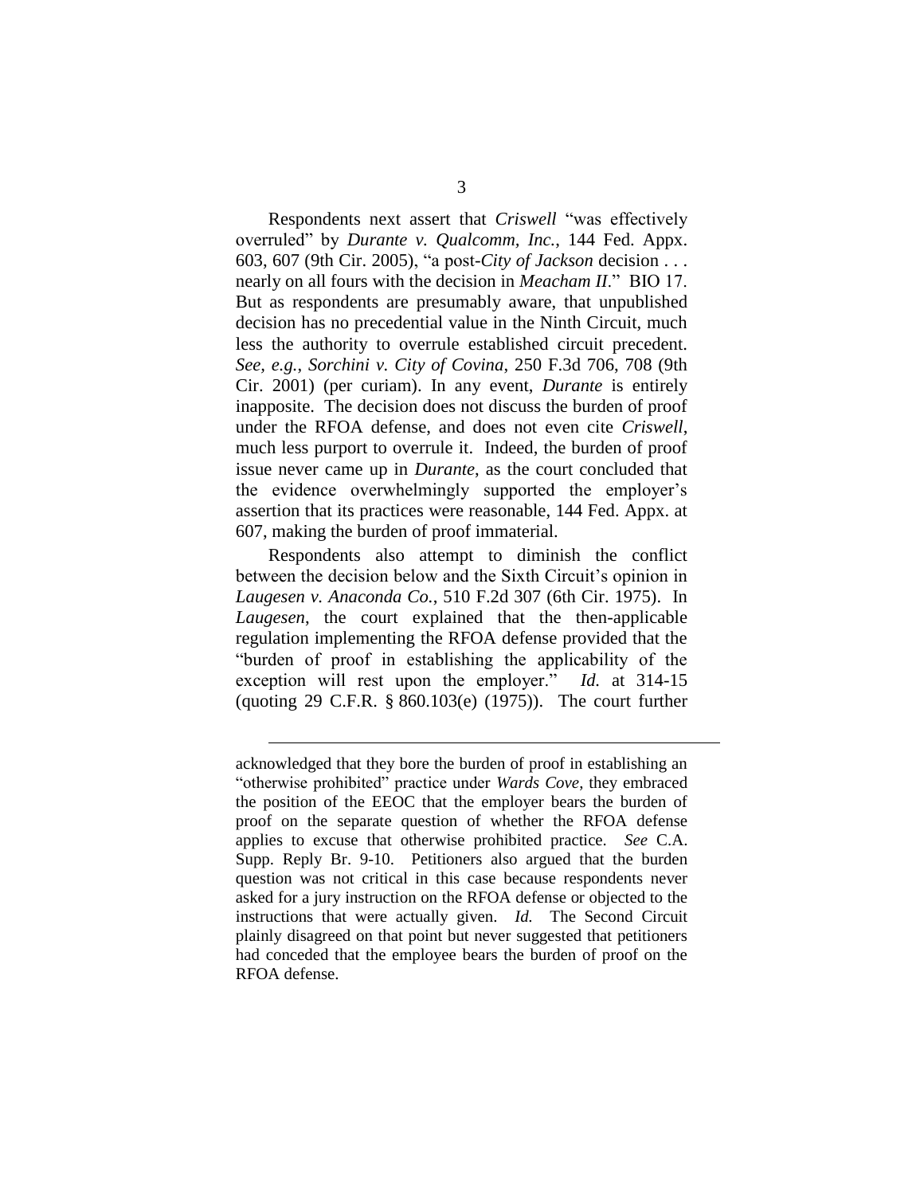Respondents next assert that *Criswell* "was effectively overruled" by *Durante v. Qualcomm, Inc.*, 144 Fed. Appx. 603, 607 (9th Cir. 2005), "a post-*City of Jackson* decision . . . nearly on all fours with the decision in *Meacham II*." BIO 17. But as respondents are presumably aware, that unpublished decision has no precedential value in the Ninth Circuit, much less the authority to overrule established circuit precedent. *See, e.g.*, *Sorchini v. City of Covina*, 250 F.3d 706, 708 (9th Cir. 2001) (per curiam). In any event, *Durante* is entirely inapposite. The decision does not discuss the burden of proof under the RFOA defense, and does not even cite *Criswell*, much less purport to overrule it. Indeed, the burden of proof issue never came up in *Durante*, as the court concluded that the evidence overwhelmingly supported the employer's assertion that its practices were reasonable, 144 Fed. Appx. at 607, making the burden of proof immaterial.

Respondents also attempt to diminish the conflict between the decision below and the Sixth Circuit's opinion in *Laugesen v. Anaconda Co.*, 510 F.2d 307 (6th Cir. 1975). In *Laugesen*, the court explained that the then-applicable regulation implementing the RFOA defense provided that the "burden of proof in establishing the applicability of the exception will rest upon the employer." *Id.* at 314-15 (quoting 29 C.F.R. § 860.103(e) (1975)). The court further

---

acknowledged that they bore the burden of proof in establishing an "otherwise prohibited" practice under *Wards Cove*, they embraced the position of the EEOC that the employer bears the burden of proof on the separate question of whether the RFOA defense applies to excuse that otherwise prohibited practice. *See* C.A. Supp. Reply Br. 9-10. Petitioners also argued that the burden question was not critical in this case because respondents never asked for a jury instruction on the RFOA defense or objected to the instructions that were actually given. *Id.* The Second Circuit plainly disagreed on that point but never suggested that petitioners had conceded that the employee bears the burden of proof on the RFOA defense.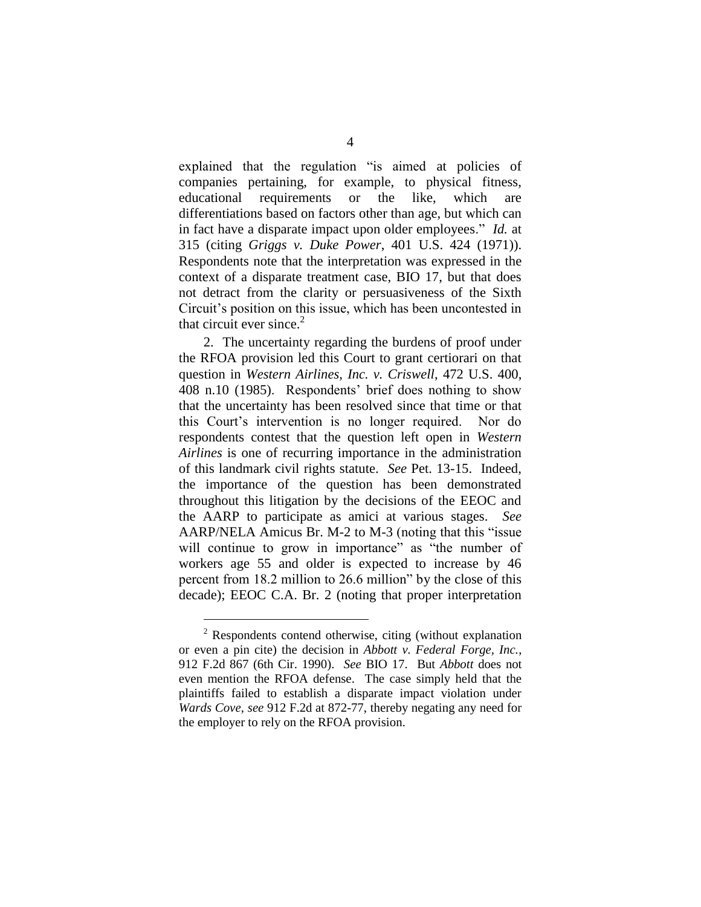explained that the regulation "is aimed at policies of companies pertaining, for example, to physical fitness, educational requirements or the like, which are differentiations based on factors other than age, but which can in fact have a disparate impact upon older employees." *Id.* at 315 (citing *Griggs v. Duke Power*, 401 U.S. 424 (1971)). Respondents note that the interpretation was expressed in the context of a disparate treatment case, BIO 17, but that does not detract from the clarity or persuasiveness of the Sixth Circuit's position on this issue, which has been uncontested in that circuit ever since.[2]

2. The uncertainty regarding the burdens of proof under the RFOA provision led this Court to grant certiorari on that question in *Western Airlines, Inc. v. Criswell*, 472 U.S. 400, 408 n.10 (1985). Respondents' brief does nothing to show that the uncertainty has been resolved since that time or that this Court's intervention is no longer required. Nor do respondents contest that the question left open in *Western Airlines* is one of recurring importance in the administration of this landmark civil rights statute. *See* Pet. 13-15. Indeed, the importance of the question has been demonstrated throughout this litigation by the decisions of the EEOC and the AARP to participate as amici at various stages. *See* AARP/NELA Amicus Br. M-2 to M-3 (noting that this "issue will continue to grow in importance" as "the number of workers age 55 and older is expected to increase by 46 percent from 18.2 million to 26.6 million" by the close of this decade); EEOC C.A. Br. 2 (noting that proper interpretation

---

[2] Respondents contend otherwise, citing (without explanation or even a pin cite) the decision in *Abbott v. Federal Forge, Inc.*, 912 F.2d 867 (6th Cir. 1990). *See* BIO 17. But *Abbott* does not even mention the RFOA defense. The case simply held that the plaintiffs failed to establish a disparate impact violation under *Wards Cove*, *see* 912 F.2d at 872-77, thereby negating any need for the employer to rely on the RFOA provision.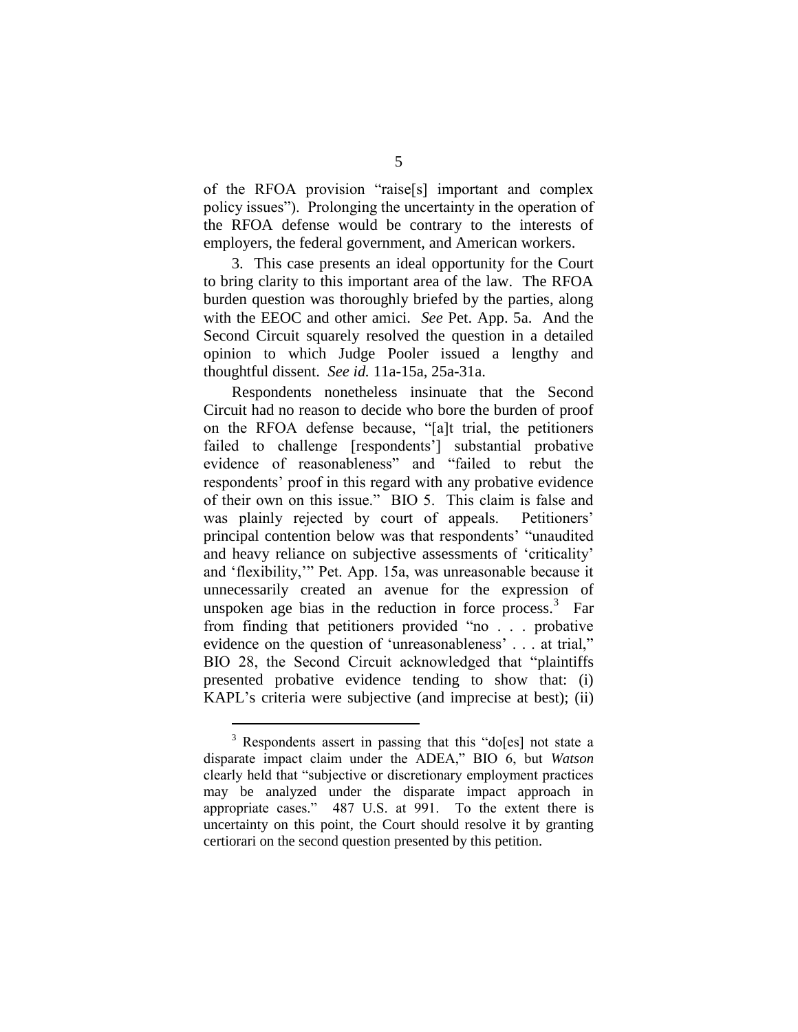of the RFOA provision "raise[s] important and complex policy issues"). Prolonging the uncertainty in the operation of the RFOA defense would be contrary to the interests of employers, the federal government, and American workers.

3. This case presents an ideal opportunity for the Court to bring clarity to this important area of the law. The RFOA burden question was thoroughly briefed by the parties, along with the EEOC and other amici. *See* Pet. App. 5a. And the Second Circuit squarely resolved the question in a detailed opinion to which Judge Pooler issued a lengthy and thoughtful dissent. *See id.* 11a-15a, 25a-31a.

Respondents nonetheless insinuate that the Second Circuit had no reason to decide who bore the burden of proof on the RFOA defense because, "[a]t trial, the petitioners failed to challenge [respondents'] substantial probative evidence of reasonableness" and "failed to rebut the respondents' proof in this regard with any probative evidence of their own on this issue." BIO 5. This claim is false and was plainly rejected by court of appeals. Petitioners' principal contention below was that respondents' "unaudited and heavy reliance on subjective assessments of 'criticality' and 'flexibility,'" Pet. App. 15a, was unreasonable because it unnecessarily created an avenue for the expression of unspoken age bias in the reduction in force process.[3] Far from finding that petitioners provided "no . . . probative evidence on the question of 'unreasonableness' . . . at trial," BIO 28, the Second Circuit acknowledged that "plaintiffs presented probative evidence tending to show that: (i) KAPL's criteria were subjective (and imprecise at best); (ii)

[3] Respondents assert in passing that this "do[es] not state a disparate impact claim under the ADEA," BIO 6, but *Watson* clearly held that "subjective or discretionary employment practices may be analyzed under the disparate impact approach in appropriate cases." 487 U.S. at 991. To the extent there is uncertainty on this point, the Court should resolve it by granting certiorari on the second question presented by this petition.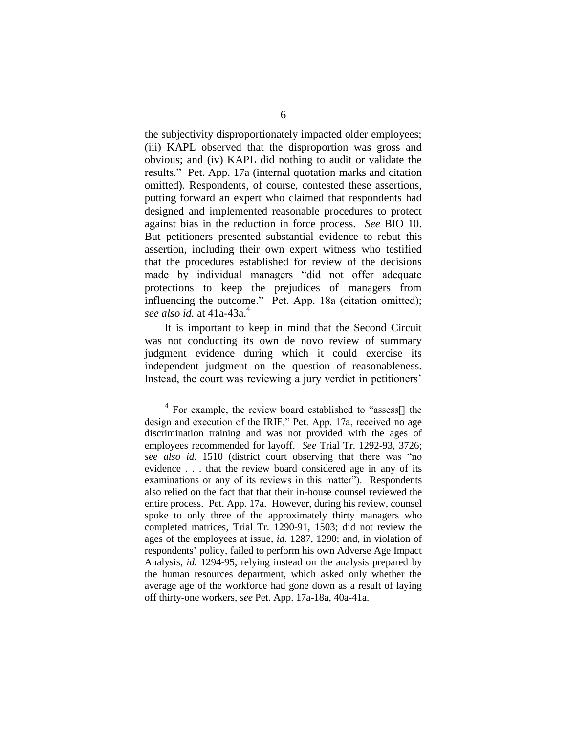the subjectivity disproportionately impacted older employees; (iii) KAPL observed that the disproportion was gross and obvious; and (iv) KAPL did nothing to audit or validate the results." Pet. App. 17a (internal quotation marks and citation omitted). Respondents, of course, contested these assertions, putting forward an expert who claimed that respondents had designed and implemented reasonable procedures to protect against bias in the reduction in force process. *See* BIO 10. But petitioners presented substantial evidence to rebut this assertion, including their own expert witness who testified that the procedures established for review of the decisions made by individual managers "did not offer adequate protections to keep the prejudices of managers from influencing the outcome." Pet. App. 18a (citation omitted); *see also id.* at 41a-43a.[4]

It is important to keep in mind that the Second Circuit was not conducting its own de novo review of summary judgment evidence during which it could exercise its independent judgment on the question of reasonableness. Instead, the court was reviewing a jury verdict in petitioners'

---

[4] For example, the review board established to "assess[] the design and execution of the IRIF," Pet. App. 17a, received no age discrimination training and was not provided with the ages of employees recommended for layoff. *See* Trial Tr. 1292-93, 3726; *see also id.* 1510 (district court observing that there was "no evidence . . . that the review board considered age in any of its examinations or any of its reviews in this matter"). Respondents also relied on the fact that that their in-house counsel reviewed the entire process. Pet. App. 17a. However, during his review, counsel spoke to only three of the approximately thirty managers who completed matrices, Trial Tr. 1290-91, 1503; did not review the ages of the employees at issue, *id.* 1287, 1290; and, in violation of respondents' policy, failed to perform his own Adverse Age Impact Analysis, *id.* 1294-95, relying instead on the analysis prepared by the human resources department, which asked only whether the average age of the workforce had gone down as a result of laying off thirty-one workers, *see* Pet. App. 17a-18a, 40a-41a.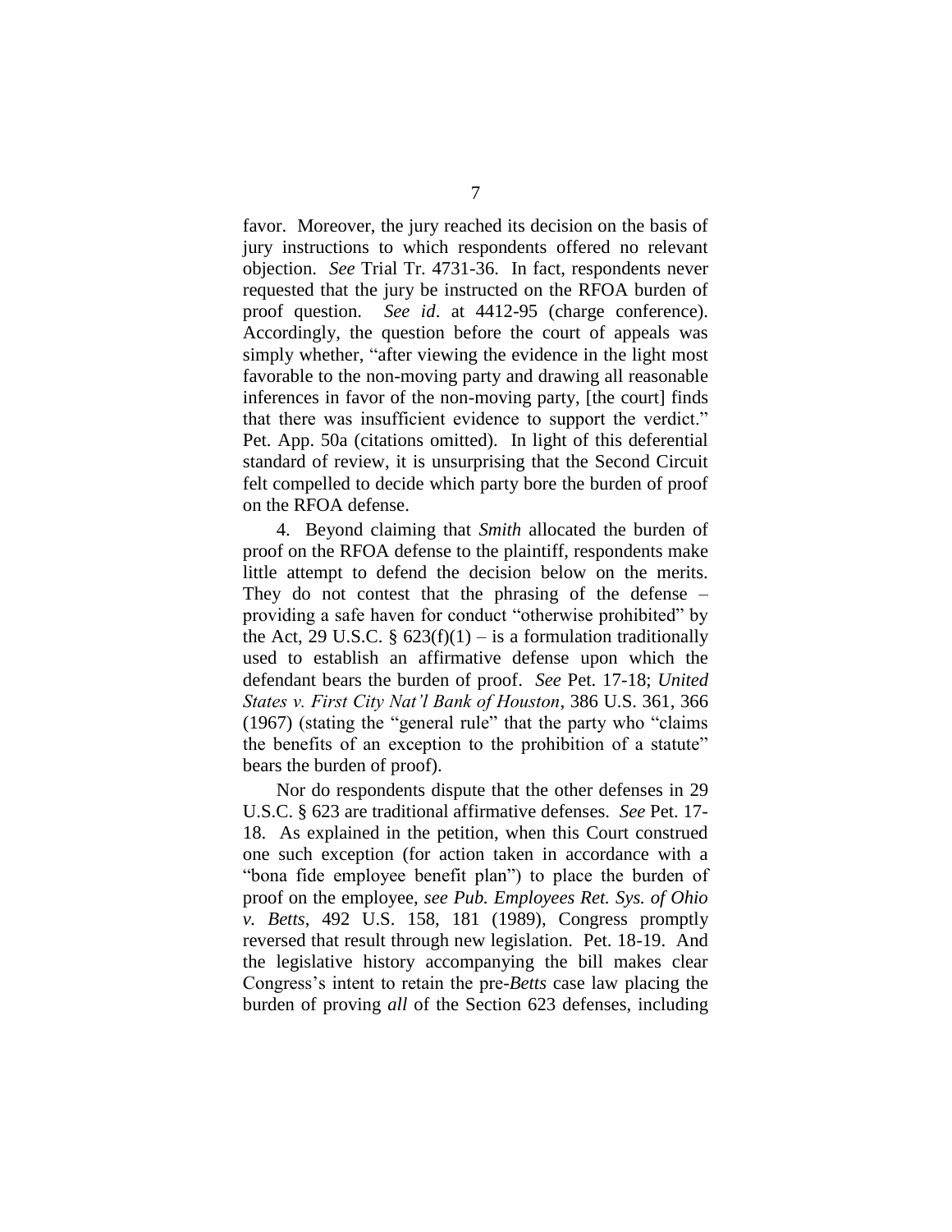favor. Moreover, the jury reached its decision on the basis of jury instructions to which respondents offered no relevant objection. *See* Trial Tr. 4731-36. In fact, respondents never requested that the jury be instructed on the RFOA burden of proof question. *See id*. at 4412-95 (charge conference). Accordingly, the question before the court of appeals was simply whether, "after viewing the evidence in the light most favorable to the non-moving party and drawing all reasonable inferences in favor of the non-moving party, [the court] finds that there was insufficient evidence to support the verdict." Pet. App. 50a (citations omitted). In light of this deferential standard of review, it is unsurprising that the Second Circuit felt compelled to decide which party bore the burden of proof on the RFOA defense.

4. Beyond claiming that *Smith* allocated the burden of proof on the RFOA defense to the plaintiff, respondents make little attempt to defend the decision below on the merits. They do not contest that the phrasing of the defense – providing a safe haven for conduct "otherwise prohibited" by the Act, 29 U.S.C. § 623(f)(1) – is a formulation traditionally used to establish an affirmative defense upon which the defendant bears the burden of proof. *See* Pet. 17-18; *United States v. First City Nat'l Bank of Houston*, 386 U.S. 361, 366 (1967) (stating the "general rule" that the party who "claims the benefits of an exception to the prohibition of a statute" bears the burden of proof).

Nor do respondents dispute that the other defenses in 29 U.S.C. § 623 are traditional affirmative defenses. *See* Pet. 17-18. As explained in the petition, when this Court construed one such exception (for action taken in accordance with a "bona fide employee benefit plan") to place the burden of proof on the employee, *see Pub. Employees Ret. Sys. of Ohio v. Betts*, 492 U.S. 158, 181 (1989), Congress promptly reversed that result through new legislation. Pet. 18-19. And the legislative history accompanying the bill makes clear Congress's intent to retain the pre-*Betts* case law placing the burden of proving *all* of the Section 623 defenses, including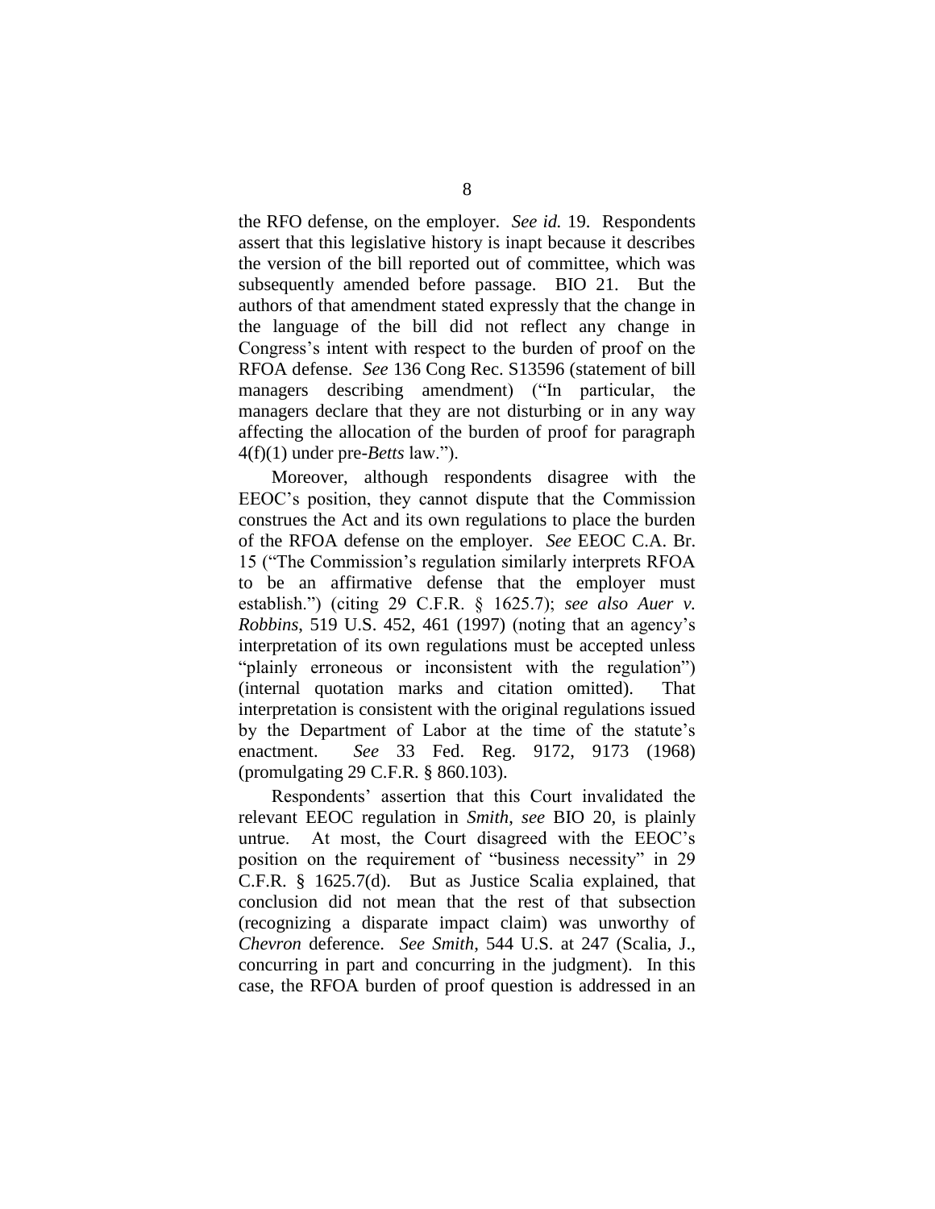the RFO defense, on the employer. *See id.* 19. Respondents assert that this legislative history is inapt because it describes the version of the bill reported out of committee, which was subsequently amended before passage. BIO 21. But the authors of that amendment stated expressly that the change in the language of the bill did not reflect any change in Congress's intent with respect to the burden of proof on the RFOA defense. *See* 136 Cong Rec. S13596 (statement of bill managers describing amendment) ("In particular, the managers declare that they are not disturbing or in any way affecting the allocation of the burden of proof for paragraph 4(f)(1) under pre-*Betts* law.").

Moreover, although respondents disagree with the EEOC's position, they cannot dispute that the Commission construes the Act and its own regulations to place the burden of the RFOA defense on the employer. *See* EEOC C.A. Br. 15 ("The Commission's regulation similarly interprets RFOA to be an affirmative defense that the employer must establish.") (citing 29 C.F.R. § 1625.7); *see also Auer v. Robbins*, 519 U.S. 452, 461 (1997) (noting that an agency's interpretation of its own regulations must be accepted unless "plainly erroneous or inconsistent with the regulation") (internal quotation marks and citation omitted). That interpretation is consistent with the original regulations issued by the Department of Labor at the time of the statute's enactment. *See* 33 Fed. Reg. 9172, 9173 (1968) (promulgating 29 C.F.R. § 860.103).

Respondents' assertion that this Court invalidated the relevant EEOC regulation in *Smith*, *see* BIO 20, is plainly untrue. At most, the Court disagreed with the EEOC's position on the requirement of "business necessity" in 29 C.F.R. § 1625.7(d). But as Justice Scalia explained, that conclusion did not mean that the rest of that subsection (recognizing a disparate impact claim) was unworthy of *Chevron* deference. *See Smith*, 544 U.S. at 247 (Scalia, J., concurring in part and concurring in the judgment). In this case, the RFOA burden of proof question is addressed in an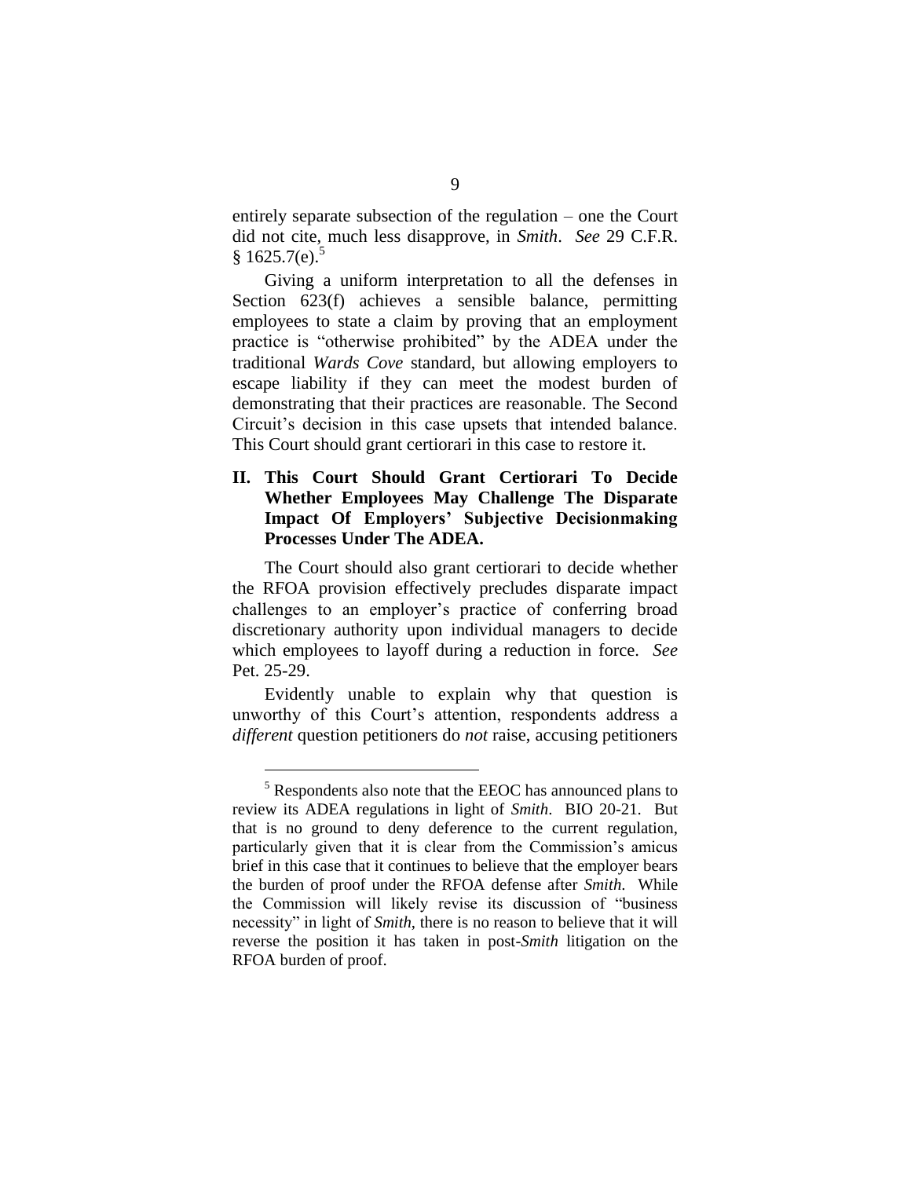entirely separate subsection of the regulation – one the Court did not cite, much less disapprove, in *Smith*. *See* 29 C.F.R. § 1625.7(e).[5]

Giving a uniform interpretation to all the defenses in Section 623(f) achieves a sensible balance, permitting employees to state a claim by proving that an employment practice is "otherwise prohibited" by the ADEA under the traditional *Wards Cove* standard, but allowing employers to escape liability if they can meet the modest burden of demonstrating that their practices are reasonable. The Second Circuit's decision in this case upsets that intended balance. This Court should grant certiorari in this case to restore it.

## II. This Court Should Grant Certiorari To Decide Whether Employees May Challenge The Disparate Impact Of Employers' Subjective Decisionmaking Processes Under The ADEA.

The Court should also grant certiorari to decide whether the RFOA provision effectively precludes disparate impact challenges to an employer's practice of conferring broad discretionary authority upon individual managers to decide which employees to layoff during a reduction in force. *See* Pet. 25-29.

Evidently unable to explain why that question is unworthy of this Court's attention, respondents address a *different* question petitioners do *not* raise, accusing petitioners

---

[5] Respondents also note that the EEOC has announced plans to review its ADEA regulations in light of *Smith*. BIO 20-21. But that is no ground to deny deference to the current regulation, particularly given that it is clear from the Commission's amicus brief in this case that it continues to believe that the employer bears the burden of proof under the RFOA defense after *Smith*. While the Commission will likely revise its discussion of "business necessity" in light of *Smith*, there is no reason to believe that it will reverse the position it has taken in post-*Smith* litigation on the RFOA burden of proof.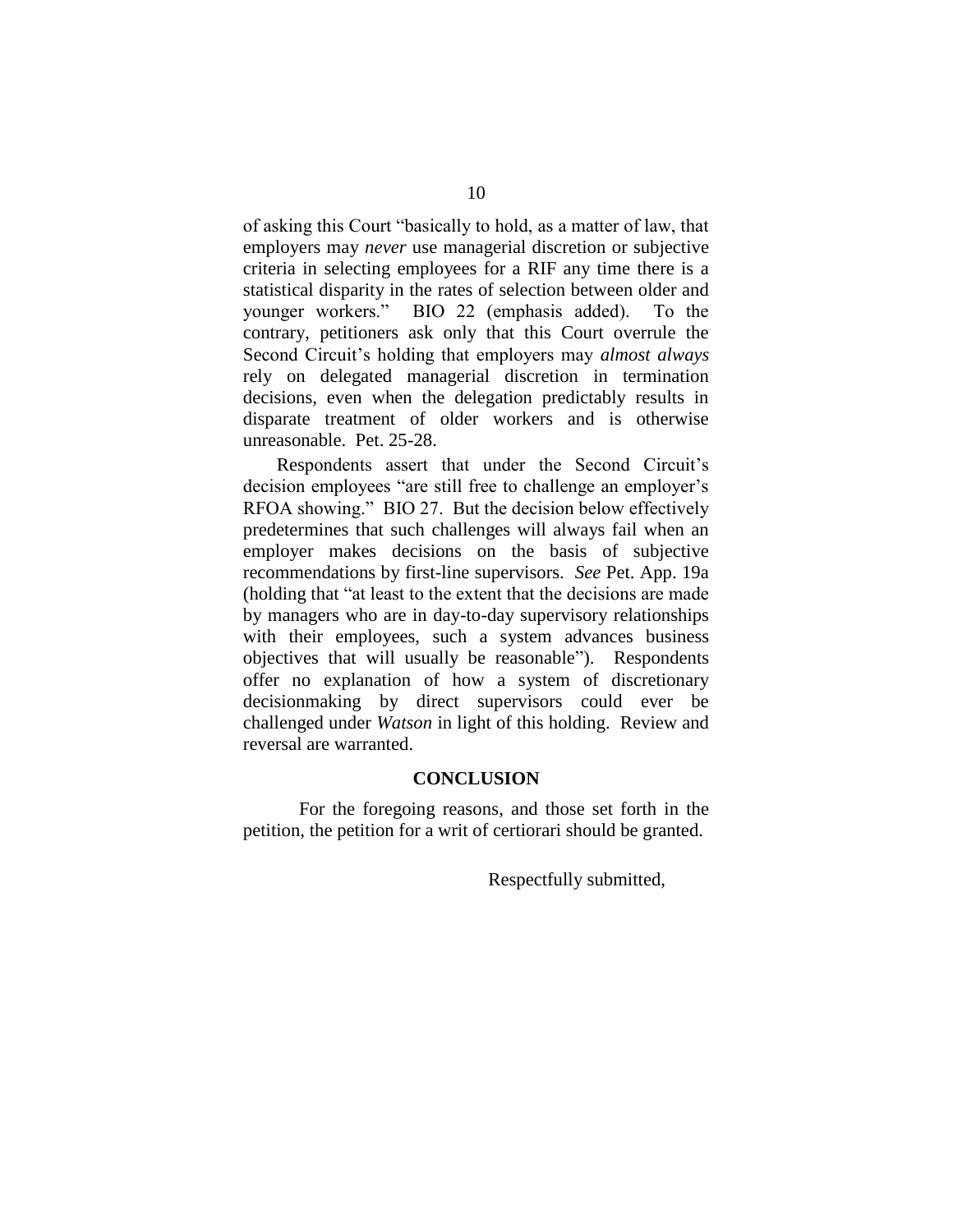of asking this Court "basically to hold, as a matter of law, that employers may *never* use managerial discretion or subjective criteria in selecting employees for a RIF any time there is a statistical disparity in the rates of selection between older and younger workers." BIO 22 (emphasis added). To the contrary, petitioners ask only that this Court overrule the Second Circuit's holding that employers may *almost always* rely on delegated managerial discretion in termination decisions, even when the delegation predictably results in disparate treatment of older workers and is otherwise unreasonable. Pet. 25-28.

Respondents assert that under the Second Circuit's decision employees "are still free to challenge an employer's RFOA showing." BIO 27. But the decision below effectively predetermines that such challenges will always fail when an employer makes decisions on the basis of subjective recommendations by first-line supervisors. *See* Pet. App. 19a (holding that "at least to the extent that the decisions are made by managers who are in day-to-day supervisory relationships with their employees, such a system advances business objectives that will usually be reasonable"). Respondents offer no explanation of how a system of discretionary decisionmaking by direct supervisors could ever be challenged under *Watson* in light of this holding. Review and reversal are warranted.

## CONCLUSION

For the foregoing reasons, and those set forth in the petition, the petition for a writ of certiorari should be granted.

Respectfully submitted,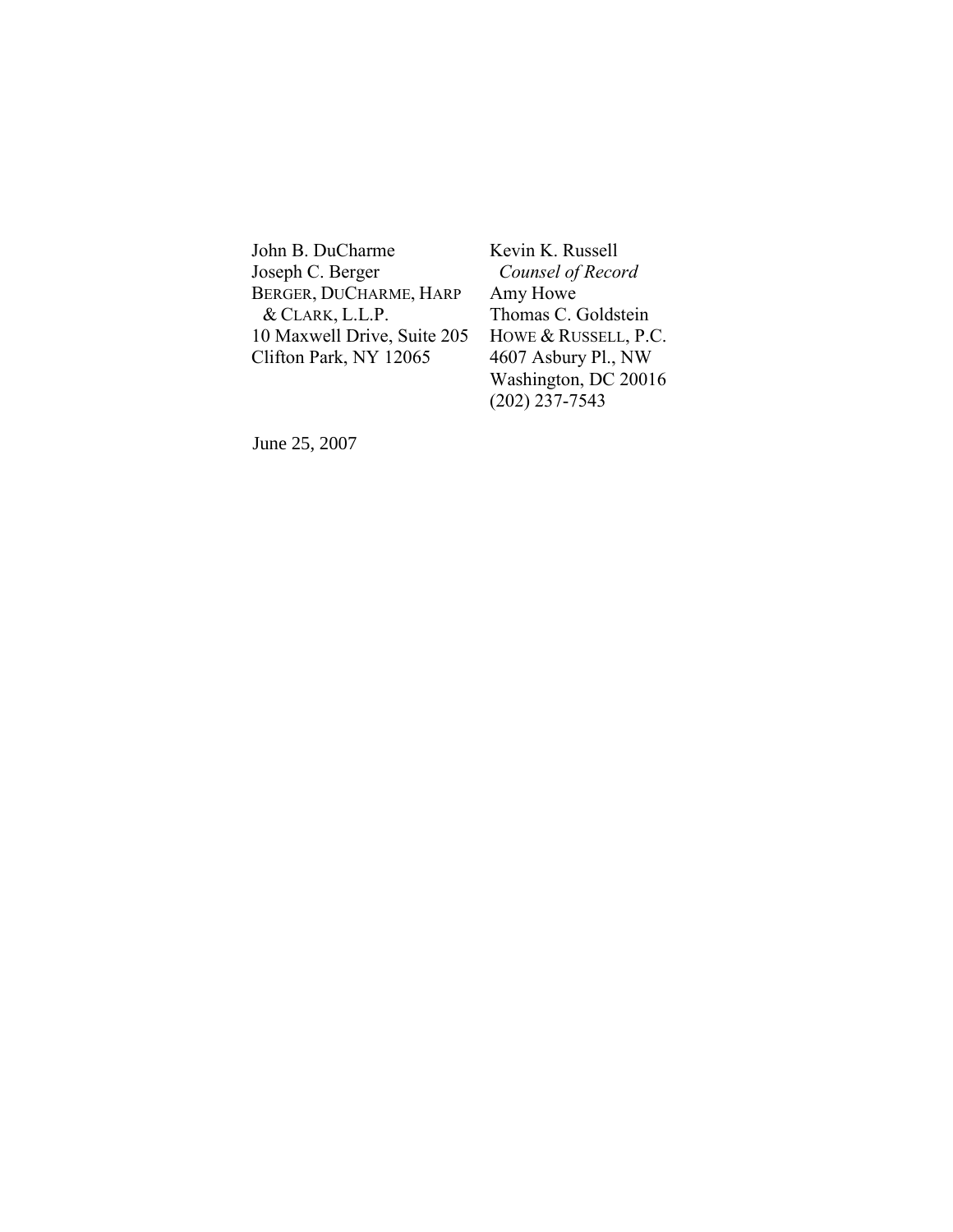John B. DuCharme
Joseph C. Berger
BERGER, DUCHARME, HARP & CLARK, L.L.P.
10 Maxwell Drive, Suite 205
Clifton Park, NY 12065

Kevin K. Russell
*Counsel of Record*
Amy Howe
Thomas C. Goldstein
HOWE & RUSSELL, P.C.
4607 Asbury Pl., NW
Washington, DC 20016
(202) 237-7543

June 25, 2007